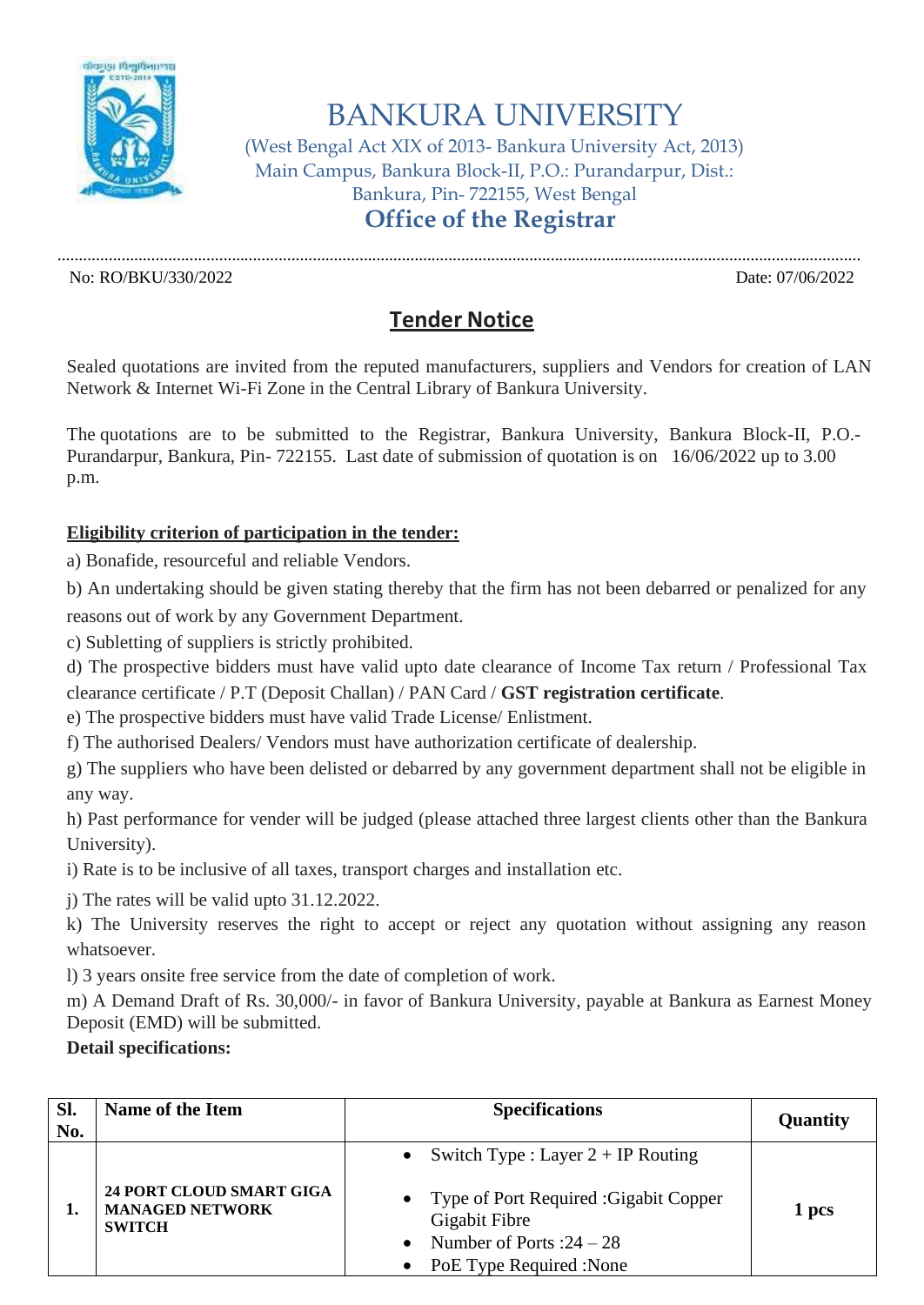# BANKURA UNIVERSITY

(West Bengal Act XIX of 2013- Bankura University Act, 2013)
Main Campus, Bankura Block-II, P.O.: Purandarpur, Dist.: Bankura, Pin- 722155, West Bengal

## Office of the Registrar

No: RO/BKU/330/2022 Date: 07/06/2022

## Tender Notice

Sealed quotations are invited from the reputed manufacturers, suppliers and Vendors for creation of LAN Network & Internet Wi-Fi Zone in the Central Library of Bankura University.

The quotations are to be submitted to the Registrar, Bankura University, Bankura Block-II, P.O.- Purandarpur, Bankura, Pin- 722155. Last date of submission of quotation is on 16/06/2022 up to 3.00 p.m.

**Eligibility criterion of participation in the tender:**

a) Bonafide, resourceful and reliable Vendors.

b) An undertaking should be given stating thereby that the firm has not been debarred or penalized for any reasons out of work by any Government Department.

c) Subletting of suppliers is strictly prohibited.

d) The prospective bidders must have valid upto date clearance of Income Tax return / Professional Tax clearance certificate / P.T (Deposit Challan) / PAN Card / **GST registration certificate**.

e) The prospective bidders must have valid Trade License/ Enlistment.

f) The authorised Dealers/ Vendors must have authorization certificate of dealership.

g) The suppliers who have been delisted or debarred by any government department shall not be eligible in any way.

h) Past performance for vender will be judged (please attached three largest clients other than the Bankura University).

i) Rate is to be inclusive of all taxes, transport charges and installation etc.

j) The rates will be valid upto 31.12.2022.

k) The University reserves the right to accept or reject any quotation without assigning any reason whatsoever.

l) 3 years onsite free service from the date of completion of work.

m) A Demand Draft of Rs. 30,000/- in favor of Bankura University, payable at Bankura as Earnest Money Deposit (EMD) will be submitted.

**Detail specifications:**

| Sl. No. | Name of the Item | Specifications | Quantity |
|---|---|---|---|
| 1. | **24 PORT CLOUD SMART GIGA MANAGED NETWORK SWITCH** | • Switch Type : Layer 2 + IP Routing<br>• Type of Port Required :Gigabit Copper Gigabit Fibre<br>• Number of Ports :24 – 28<br>• PoE Type Required :None | 1 pcs |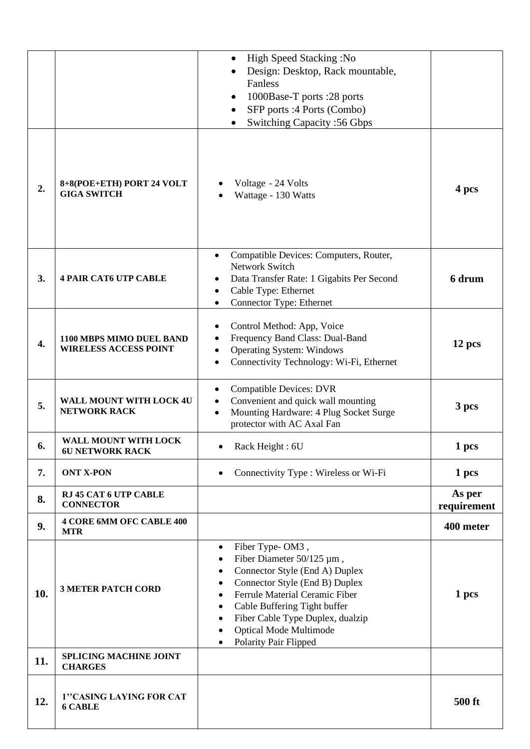| | | | |
|---|---|---|---|
| | | • High Speed Stacking :No<br>• Design: Desktop, Rack mountable, Fanless<br>• 1000Base-T ports :28 ports<br>• SFP ports :4 Ports (Combo)<br>• Switching Capacity :56 Gbps | |
| **2.** | **8+8(POE+ETH) PORT 24 VOLT GIGA SWITCH** | • Voltage - 24 Volts<br>• Wattage - 130 Watts | **4 pcs** |
| **3.** | **4 PAIR CAT6 UTP CABLE** | • Compatible Devices: Computers, Router, Network Switch<br>• Data Transfer Rate: 1 Gigabits Per Second<br>• Cable Type: Ethernet<br>• Connector Type: Ethernet | **6 drum** |
| **4.** | **1100 MBPS MIMO DUEL BAND WIRELESS ACCESS POINT** | • Control Method: App, Voice<br>• Frequency Band Class: Dual-Band<br>• Operating System: Windows<br>• Connectivity Technology: Wi-Fi, Ethernet | **12 pcs** |
| **5.** | **WALL MOUNT WITH LOCK 4U NETWORK RACK** | • Compatible Devices: DVR<br>• Convenient and quick wall mounting<br>• Mounting Hardware: 4 Plug Socket Surge protector with AC Axal Fan | **3 pcs** |
| **6.** | **WALL MOUNT WITH LOCK 6U NETWORK RACK** | • Rack Height : 6U | **1 pcs** |
| **7.** | **ONT X-PON** | • Connectivity Type : Wireless or Wi-Fi | **1 pcs** |
| **8.** | **RJ 45 CAT 6 UTP CABLE CONNECTOR** | | **As per requirement** |
| **9.** | **4 CORE 6MM OFC CABLE 400 MTR** | | **400 meter** |
| **10.** | **3 METER PATCH CORD** | • Fiber Type- OM3 ,<br>• Fiber Diameter 50/125 µm ,<br>• Connector Style (End A) Duplex<br>• Connector Style (End B) Duplex<br>• Ferrule Material Ceramic Fiber<br>• Cable Buffering Tight buffer<br>• Fiber Cable Type Duplex, dualzip<br>• Optical Mode Multimode<br>• Polarity Pair Flipped | **1 pcs** |
| **11.** | **SPLICING MACHINE JOINT CHARGES** | | |
| **12.** | **1''CASING LAYING FOR CAT 6 CABLE** | | **500 ft** |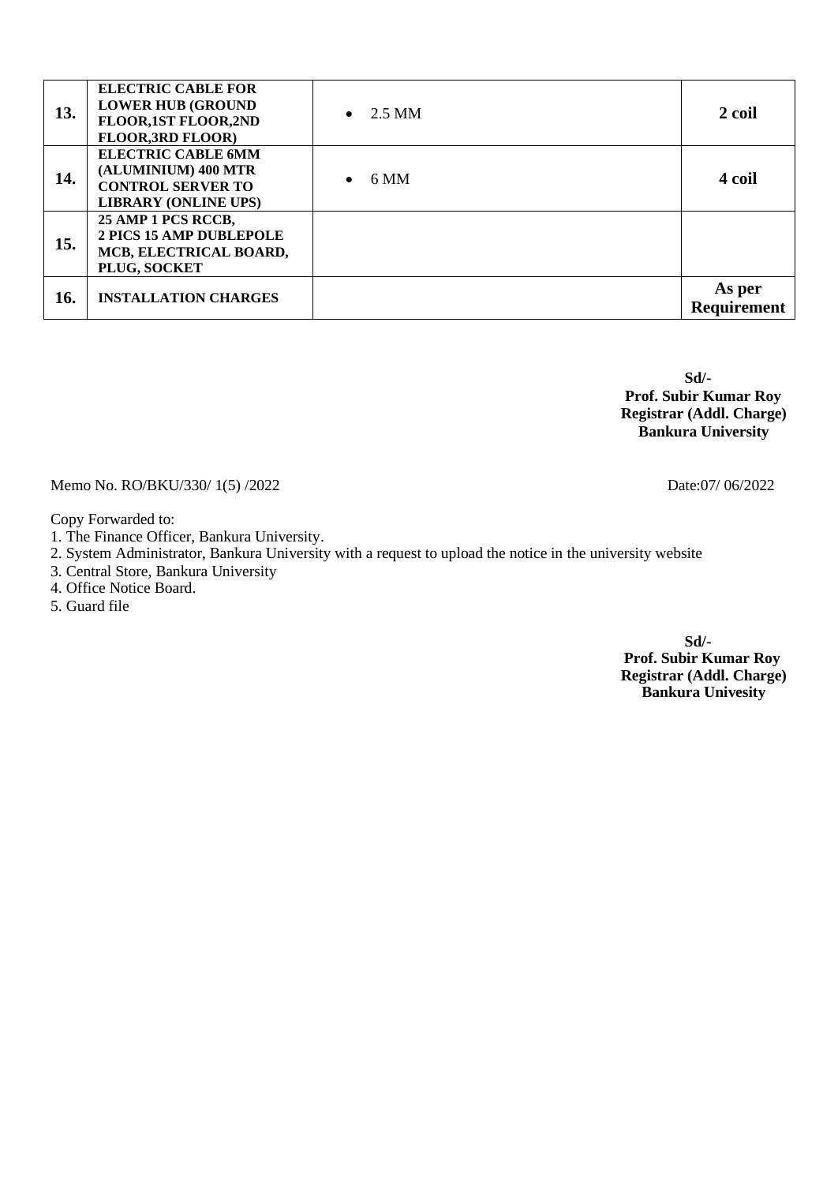| | | | |
|---|---|---|---|
| **13.** | **ELECTRIC CABLE FOR LOWER HUB (GROUND FLOOR,1ST FLOOR,2ND FLOOR,3RD FLOOR)** | • 2.5 MM | **2 coil** |
| **14.** | **ELECTRIC CABLE 6MM (ALUMINIUM) 400 MTR CONTROL SERVER TO LIBRARY (ONLINE UPS)** | • 6 MM | **4 coil** |
| **15.** | **25 AMP 1 PCS RCCB, 2 PICS 15 AMP DUBLEPOLE MCB, ELECTRICAL BOARD, PLUG, SOCKET** | | |
| **16.** | **INSTALLATION CHARGES** | | **As per Requirement** |

**Sd/-**
**Prof. Subir Kumar Roy**
**Registrar (Addl. Charge)**
**Bankura University**

Memo No. RO/BKU/330/ 1(5) /2022 Date:07/ 06/2022

Copy Forwarded to:

1. The Finance Officer, Bankura University.
2. System Administrator, Bankura University with a request to upload the notice in the university website
3. Central Store, Bankura University
4. Office Notice Board.
5. Guard file

**Sd/-**
**Prof. Subir Kumar Roy**
**Registrar (Addl. Charge)**
**Bankura Univesity**